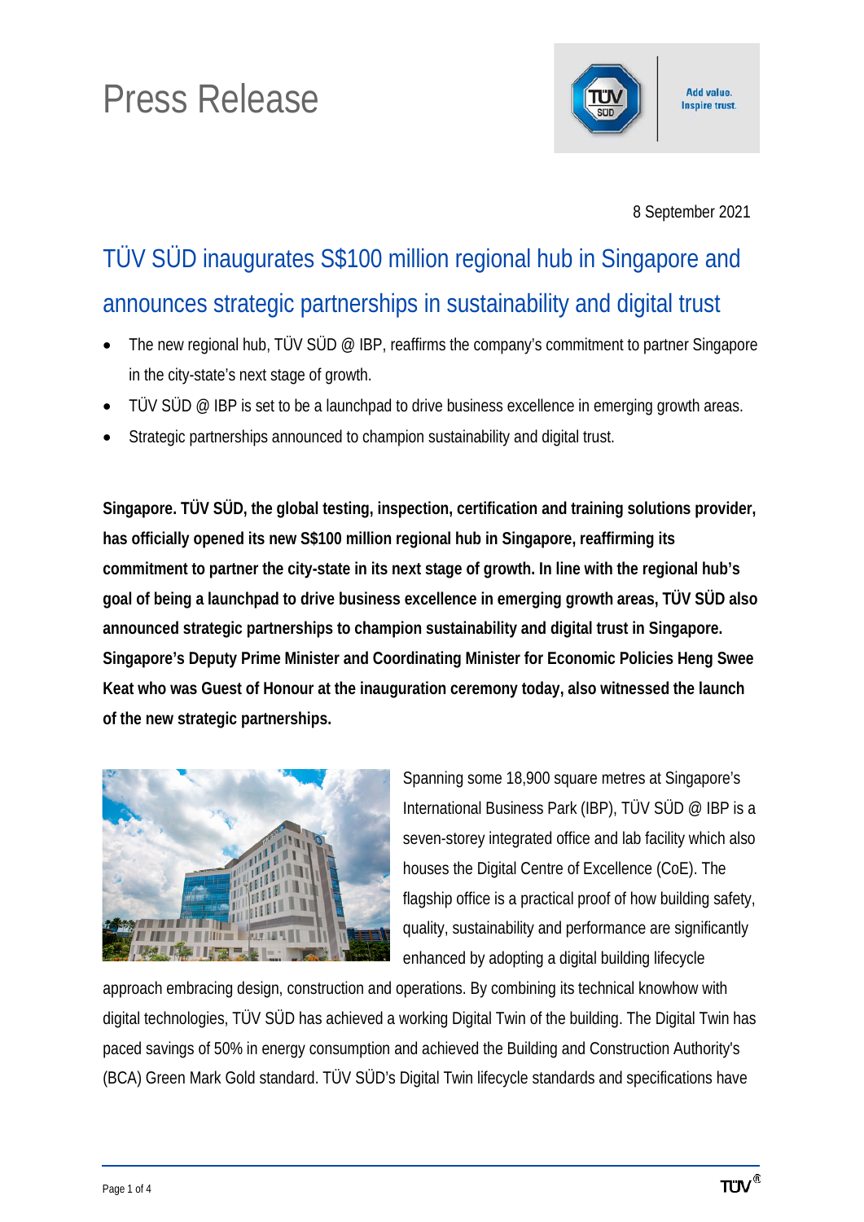# Press Release

Add value. Inspire trust.

8 September 2021

## TÜV SÜD inaugurates S$100 million regional hub in Singapore and announces strategic partnerships in sustainability and digital trust

- The new regional hub, TÜV SÜD @ IBP, reaffirms the company's commitment to partner Singapore in the city-state's next stage of growth.
- TÜV SÜD @ IBP is set to be a launchpad to drive business excellence in emerging growth areas.
- Strategic partnerships announced to champion sustainability and digital trust.

**Singapore. TÜV SÜD, the global testing, inspection, certification and training solutions provider, has officially opened its new S$100 million regional hub in Singapore, reaffirming its commitment to partner the city-state in its next stage of growth. In line with the regional hub's goal of being a launchpad to drive business excellence in emerging growth areas, TÜV SÜD also announced strategic partnerships to champion sustainability and digital trust in Singapore. Singapore's Deputy Prime Minister and Coordinating Minister for Economic Policies Heng Swee Keat who was Guest of Honour at the inauguration ceremony today, also witnessed the launch of the new strategic partnerships.**

Spanning some 18,900 square metres at Singapore's International Business Park (IBP), TÜV SÜD @ IBP is a seven-storey integrated office and lab facility which also houses the Digital Centre of Excellence (CoE). The flagship office is a practical proof of how building safety, quality, sustainability and performance are significantly enhanced by adopting a digital building lifecycle approach embracing design, construction and operations. By combining its technical knowhow with digital technologies, TÜV SÜD has achieved a working Digital Twin of the building. The Digital Twin has paced savings of 50% in energy consumption and achieved the Building and Construction Authority's (BCA) Green Mark Gold standard. TÜV SÜD's Digital Twin lifecycle standards and specifications have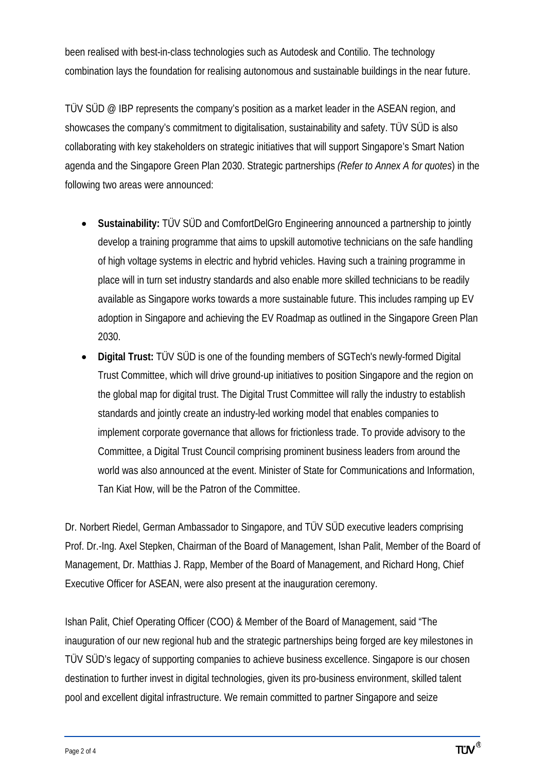been realised with best-in-class technologies such as Autodesk and Contilio. The technology combination lays the foundation for realising autonomous and sustainable buildings in the near future.

TÜV SÜD @ IBP represents the company's position as a market leader in the ASEAN region, and showcases the company's commitment to digitalisation, sustainability and safety. TÜV SÜD is also collaborating with key stakeholders on strategic initiatives that will support Singapore's Smart Nation agenda and the Singapore Green Plan 2030. Strategic partnerships *(Refer to Annex A for quotes*) in the following two areas were announced:

- **Sustainability:** TÜV SÜD and ComfortDelGro Engineering announced a partnership to jointly develop a training programme that aims to upskill automotive technicians on the safe handling of high voltage systems in electric and hybrid vehicles. Having such a training programme in place will in turn set industry standards and also enable more skilled technicians to be readily available as Singapore works towards a more sustainable future. This includes ramping up EV adoption in Singapore and achieving the EV Roadmap as outlined in the Singapore Green Plan 2030.
- **Digital Trust:** TÜV SÜD is one of the founding members of SGTech's newly-formed Digital Trust Committee, which will drive ground-up initiatives to position Singapore and the region on the global map for digital trust. The Digital Trust Committee will rally the industry to establish standards and jointly create an industry-led working model that enables companies to implement corporate governance that allows for frictionless trade. To provide advisory to the Committee, a Digital Trust Council comprising prominent business leaders from around the world was also announced at the event. Minister of State for Communications and Information, Tan Kiat How, will be the Patron of the Committee.

Dr. Norbert Riedel, German Ambassador to Singapore, and TÜV SÜD executive leaders comprising Prof. Dr.-Ing. Axel Stepken, Chairman of the Board of Management, Ishan Palit, Member of the Board of Management, Dr. Matthias J. Rapp, Member of the Board of Management, and Richard Hong, Chief Executive Officer for ASEAN, were also present at the inauguration ceremony.

Ishan Palit, Chief Operating Officer (COO) & Member of the Board of Management, said "The inauguration of our new regional hub and the strategic partnerships being forged are key milestones in TÜV SÜD's legacy of supporting companies to achieve business excellence. Singapore is our chosen destination to further invest in digital technologies, given its pro-business environment, skilled talent pool and excellent digital infrastructure. We remain committed to partner Singapore and seize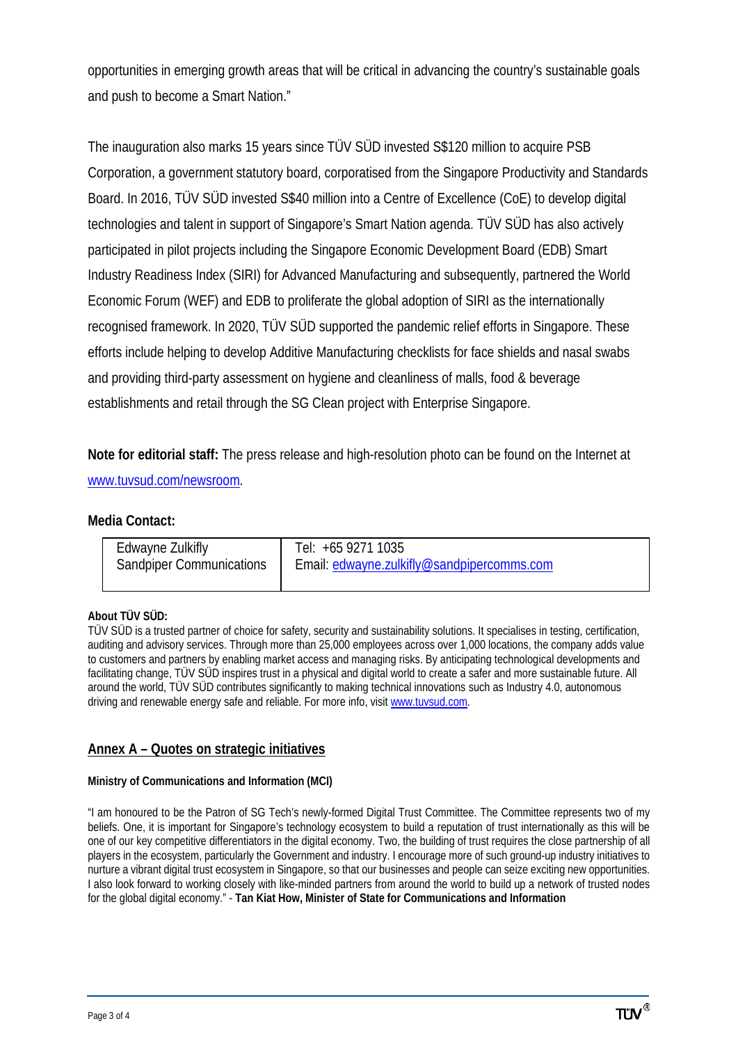opportunities in emerging growth areas that will be critical in advancing the country's sustainable goals and push to become a Smart Nation."

The inauguration also marks 15 years since TÜV SÜD invested S$120 million to acquire PSB Corporation, a government statutory board, corporatised from the Singapore Productivity and Standards Board. In 2016, TÜV SÜD invested S$40 million into a Centre of Excellence (CoE) to develop digital technologies and talent in support of Singapore's Smart Nation agenda. TÜV SÜD has also actively participated in pilot projects including the Singapore Economic Development Board (EDB) Smart Industry Readiness Index (SIRI) for Advanced Manufacturing and subsequently, partnered the World Economic Forum (WEF) and EDB to proliferate the global adoption of SIRI as the internationally recognised framework. In 2020, TÜV SÜD supported the pandemic relief efforts in Singapore. These efforts include helping to develop Additive Manufacturing checklists for face shields and nasal swabs and providing third-party assessment on hygiene and cleanliness of malls, food & beverage establishments and retail through the SG Clean project with Enterprise Singapore.

**Note for editorial staff:** The press release and high-resolution photo can be found on the Internet at www.tuvsud.com/newsroom.

**Media Contact:**

| Edwayne Zulkifly<br>Sandpiper Communications | Tel: +65 9271 1035<br>Email: edwayne.zulkifly@sandpipercomms.com |
|---|---|

**About TÜV SÜD:**

TÜV SÜD is a trusted partner of choice for safety, security and sustainability solutions. It specialises in testing, certification, auditing and advisory services. Through more than 25,000 employees across over 1,000 locations, the company adds value to customers and partners by enabling market access and managing risks. By anticipating technological developments and facilitating change, TÜV SÜD inspires trust in a physical and digital world to create a safer and more sustainable future. All around the world, TÜV SÜD contributes significantly to making technical innovations such as Industry 4.0, autonomous driving and renewable energy safe and reliable. For more info, visit www.tuvsud.com.

## Annex A – Quotes on strategic initiatives

**Ministry of Communications and Information (MCI)**

"I am honoured to be the Patron of SG Tech's newly-formed Digital Trust Committee. The Committee represents two of my beliefs. One, it is important for Singapore's technology ecosystem to build a reputation of trust internationally as this will be one of our key competitive differentiators in the digital economy. Two, the building of trust requires the close partnership of all players in the ecosystem, particularly the Government and industry. I encourage more of such ground-up industry initiatives to nurture a vibrant digital trust ecosystem in Singapore, so that our businesses and people can seize exciting new opportunities. I also look forward to working closely with like-minded partners from around the world to build up a network of trusted nodes for the global digital economy." - **Tan Kiat How, Minister of State for Communications and Information**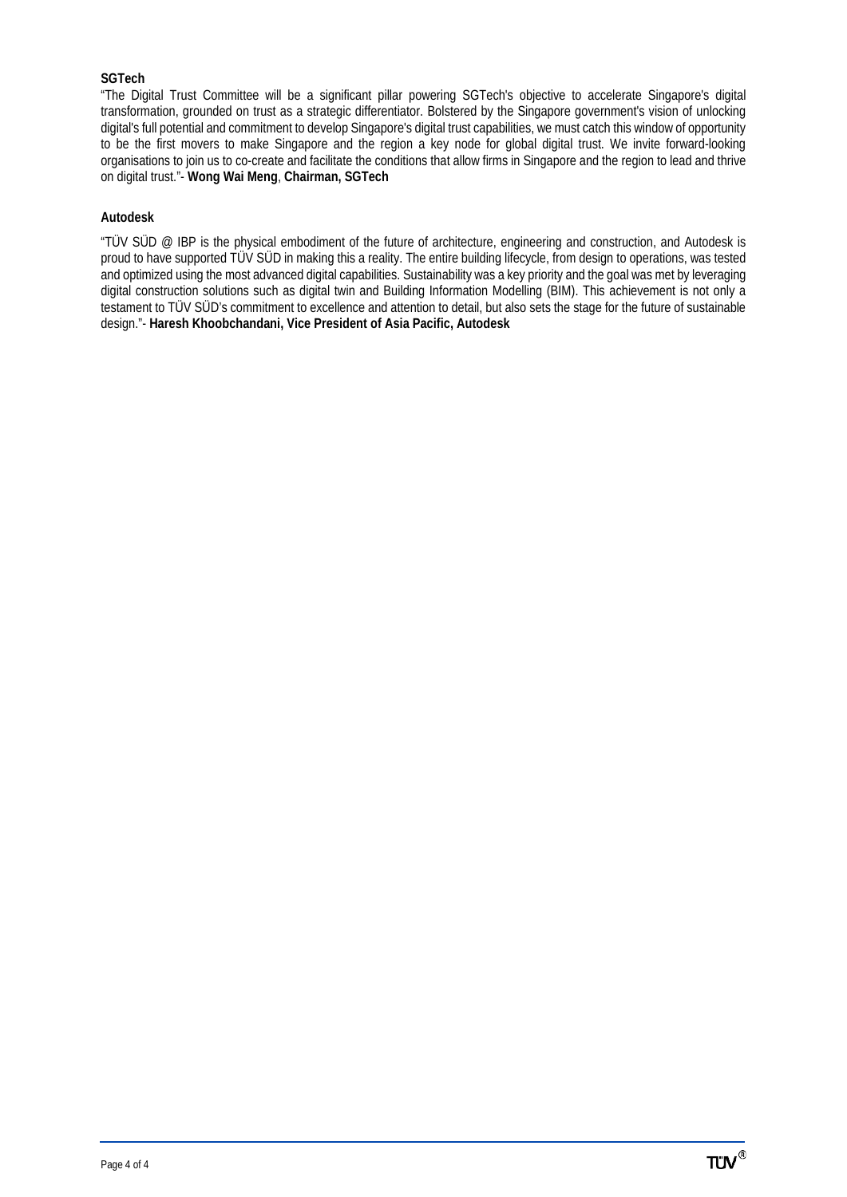**SGTech**

"The Digital Trust Committee will be a significant pillar powering SGTech's objective to accelerate Singapore's digital transformation, grounded on trust as a strategic differentiator. Bolstered by the Singapore government's vision of unlocking digital's full potential and commitment to develop Singapore's digital trust capabilities, we must catch this window of opportunity to be the first movers to make Singapore and the region a key node for global digital trust. We invite forward-looking organisations to join us to co-create and facilitate the conditions that allow firms in Singapore and the region to lead and thrive on digital trust."- **Wong Wai Meng**, **Chairman, SGTech**

**Autodesk**

"TÜV SÜD @ IBP is the physical embodiment of the future of architecture, engineering and construction, and Autodesk is proud to have supported TÜV SÜD in making this a reality. The entire building lifecycle, from design to operations, was tested and optimized using the most advanced digital capabilities. Sustainability was a key priority and the goal was met by leveraging digital construction solutions such as digital twin and Building Information Modelling (BIM). This achievement is not only a testament to TÜV SÜD's commitment to excellence and attention to detail, but also sets the stage for the future of sustainable design."- **Haresh Khoobchandani, Vice President of Asia Pacific, Autodesk**